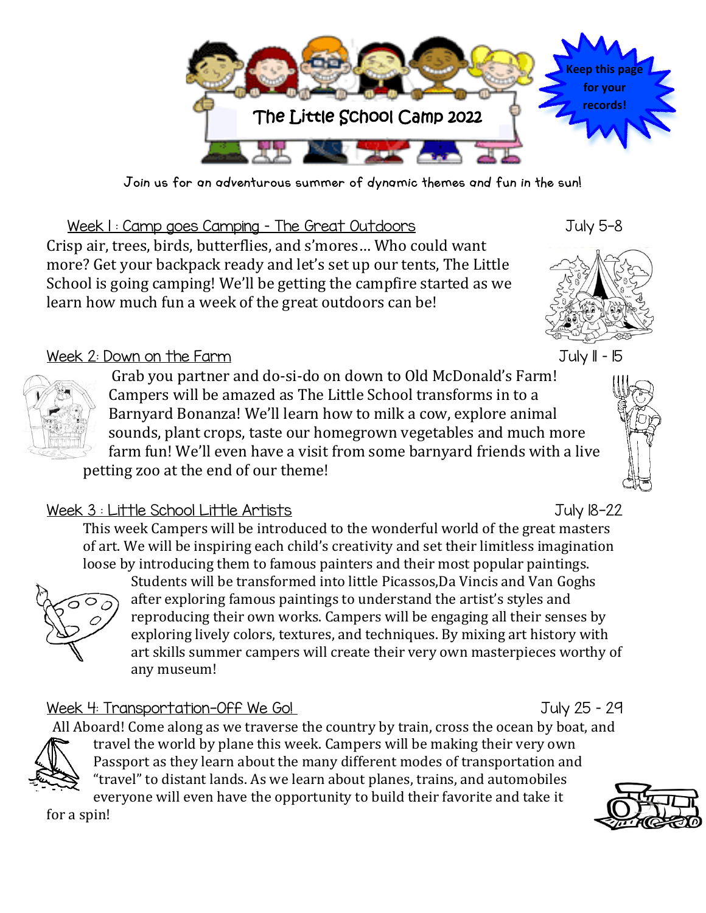# The Little School Camp 2022

**Keep this page for your records!**

Join us for an adventurous summer of dynamic themes and fun in the sun!

## Week 1 : Camp goes Camping - The Great Outdoors — July 5-8

Crisp air, trees, birds, butterflies, and s'mores… Who could want more? Get your backpack ready and let's set up our tents, The Little School is going camping! We'll be getting the campfire started as we learn how much fun a week of the great outdoors can be!

## Week 2: Down on the Farm — July 11 - 15

Grab you partner and do-si-do on down to Old McDonald's Farm! Campers will be amazed as The Little School transforms in to a Barnyard Bonanza! We'll learn how to milk a cow, explore animal sounds, plant crops, taste our homegrown vegetables and much more farm fun! We'll even have a visit from some barnyard friends with a live petting zoo at the end of our theme!

## Week 3 : Little School Little Artists — July 18-22

This week Campers will be introduced to the wonderful world of the great masters of art. We will be inspiring each child's creativity and set their limitless imagination loose by introducing them to famous painters and their most popular paintings. Students will be transformed into little Picassos,Da Vincis and Van Goghs after exploring famous paintings to understand the artist's styles and reproducing their own works. Campers will be engaging all their senses by exploring lively colors, textures, and techniques. By mixing art history with art skills summer campers will create their very own masterpieces worthy of any museum!

## Week 4: Transportation-Off We Go! — July 25 - 29

All Aboard! Come along as we traverse the country by train, cross the ocean by boat, and travel the world by plane this week. Campers will be making their very own Passport as they learn about the many different modes of transportation and "travel" to distant lands. As we learn about planes, trains, and automobiles everyone will even have the opportunity to build their favorite and take it for a spin!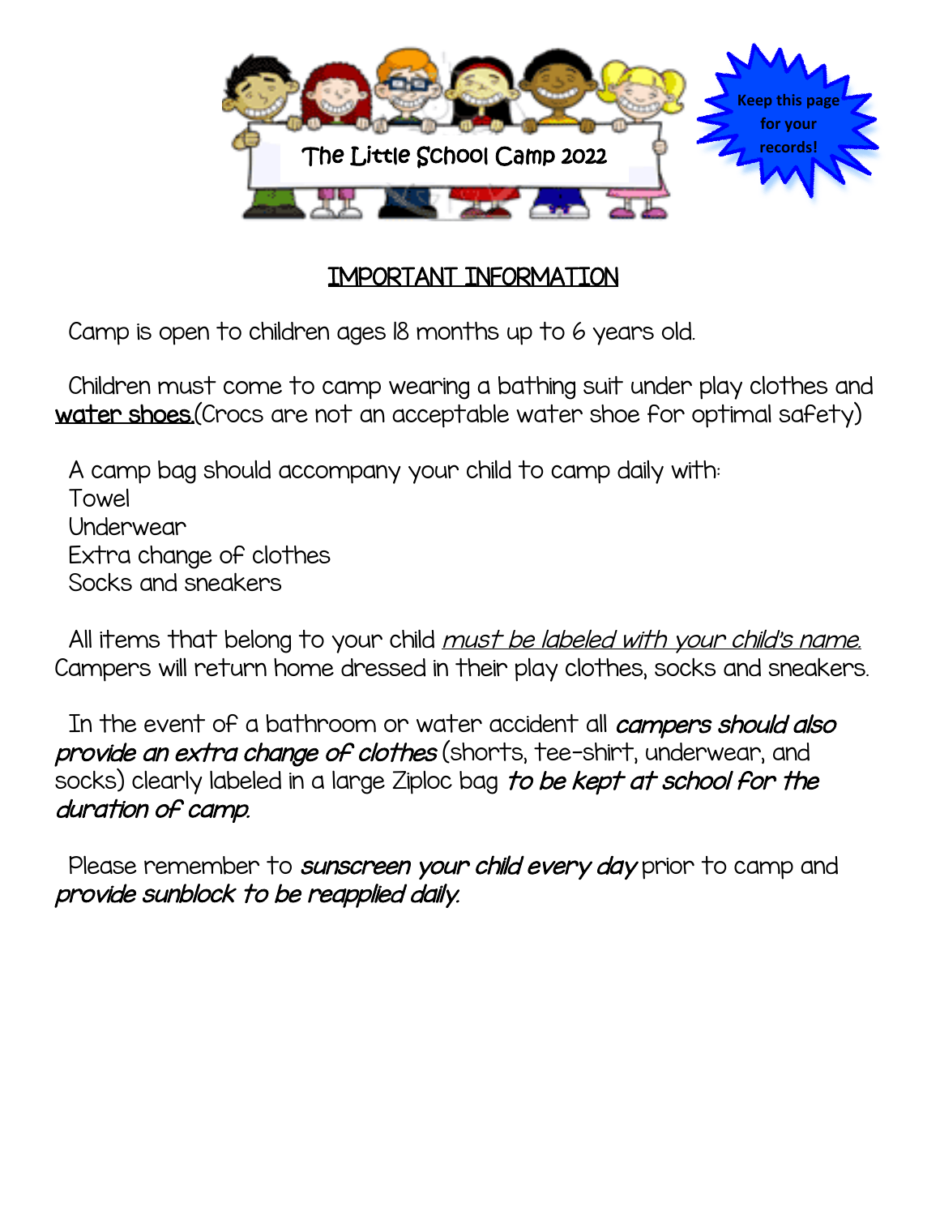The Little School Camp 2022

**Keep this page for your records!**

## IMPORTANT INFORMATION

Camp is open to children ages 18 months up to 6 years old.

Children must come to camp wearing a bathing suit under play clothes and **water shoes.**(Crocs are not an acceptable water shoe for optimal safety)

A camp bag should accompany your child to camp daily with:
Towel
Underwear
Extra change of clothes
Socks and sneakers

All items that belong to your child *must be labeled with your child's name.* Campers will return home dressed in their play clothes, socks and sneakers.

In the event of a bathroom or water accident all ***campers should also provide an extra change of clothes*** (shorts, tee-shirt, underwear, and socks) clearly labeled in a large Ziploc bag *to be kept at school for the duration of camp.*

Please remember to ***sunscreen your child every day*** prior to camp and *provide sunblock to be reapplied daily.*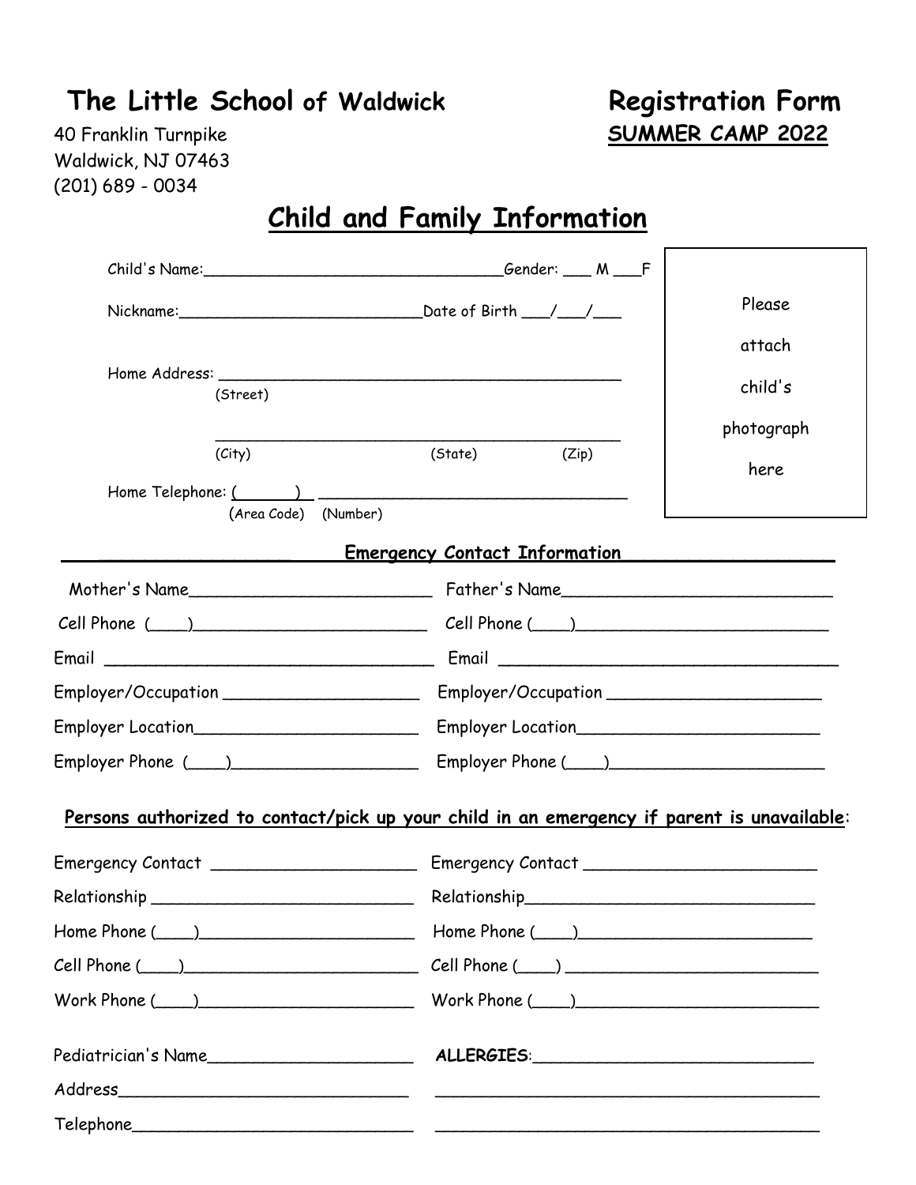# The Little School of Waldwick

40 Franklin Turnpike
Waldwick, NJ 07463
(201) 689 - 0034

# Registration Form

**SUMMER CAMP 2022**

## Child and Family Information

Child's Name:______________________________Gender: ___ M ___F

Nickname:________________________Date of Birth ___/___/___

Home Address: ________________________________________
(Street)

________________________________________
(City) (State) (Zip)

Home Telephone: (______) ______________________________
(Area Code) (Number)

Please attach child's photograph here

### Emergency Contact Information

| | |
|---|---|
| Mother's Name________________________ | Father's Name__________________________ |
| Cell Phone (____)_______________________ | Cell Phone (____)________________________ |
| Email ________________________________ | Email _________________________________ |
| Employer/Occupation ___________________ | Employer/Occupation ____________________ |
| Employer Location______________________ | Employer Location_______________________ |
| Employer Phone (____)__________________ | Employer Phone (____)____________________ |

**Persons authorized to contact/pick up your child in an emergency if parent is unavailable**:

| | |
|---|---|
| Emergency Contact ____________________ | Emergency Contact ______________________ |
| Relationship __________________________ | Relationship____________________________ |
| Home Phone (____)_____________________ | Home Phone (____)_______________________ |
| Cell Phone (____)_______________________ | Cell Phone (____) ________________________ |
| Work Phone (____)______________________ | Work Phone (____)________________________ |

| | |
|---|---|
| Pediatrician's Name____________________ | **ALLERGIES**:___________________________ |
| Address______________________________ | ______________________________________ |
| Telephone____________________________ | ______________________________________ |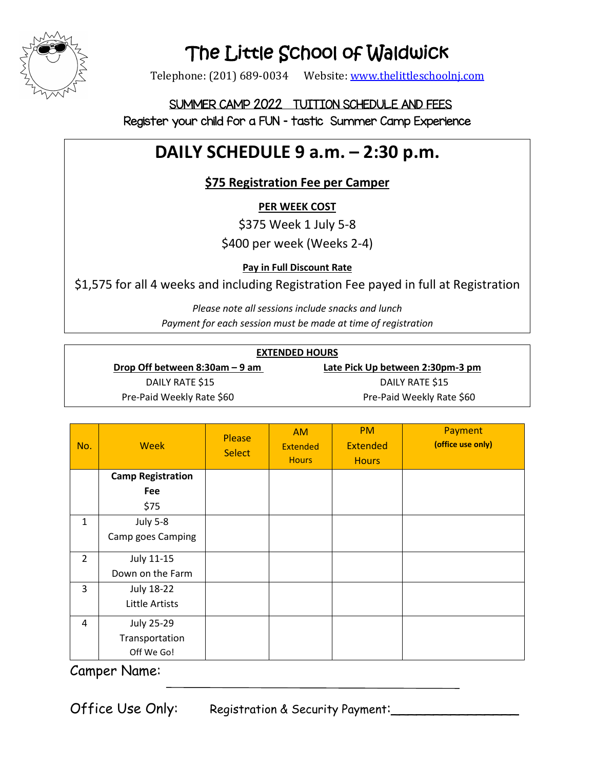# The Little School of Waldwick

Telephone: (201) 689-0034 Website: www.thelittleschoolnj.com

## SUMMER CAMP 2022 TUITION SCHEDULE AND FEES

Register your child for a FUN - tastic Summer Camp Experience

## DAILY SCHEDULE 9 a.m. – 2:30 p.m.

**$75 Registration Fee per Camper**

**PER WEEK COST**

$375 Week 1 July 5-8

$400 per week (Weeks 2-4)

**Pay in Full Discount Rate**

$1,575 for all 4 weeks and including Registration Fee payed in full at Registration

*Please note all sessions include snacks and lunch*

*Payment for each session must be made at time of registration*

**EXTENDED HOURS**

| Drop Off between 8:30am – 9 am | Late Pick Up between 2:30pm-3 pm |
|---|---|
| DAILY RATE $15 | DAILY RATE $15 |
| Pre-Paid Weekly Rate $60 | Pre-Paid Weekly Rate $60 |

| No. | Week | Please Select | AM Extended Hours | PM Extended Hours | Payment (office use only) |
|---|---|---|---|---|---|
| | **Camp Registration Fee** $75 | | | | |
| 1 | July 5-8 Camp goes Camping | | | | |
| 2 | July 11-15 Down on the Farm | | | | |
| 3 | July 18-22 Little Artists | | | | |
| 4 | July 25-29 Transportation Off We Go! | | | | |

Camper Name: ______________________________

Office Use Only: Registration & Security Payment:________________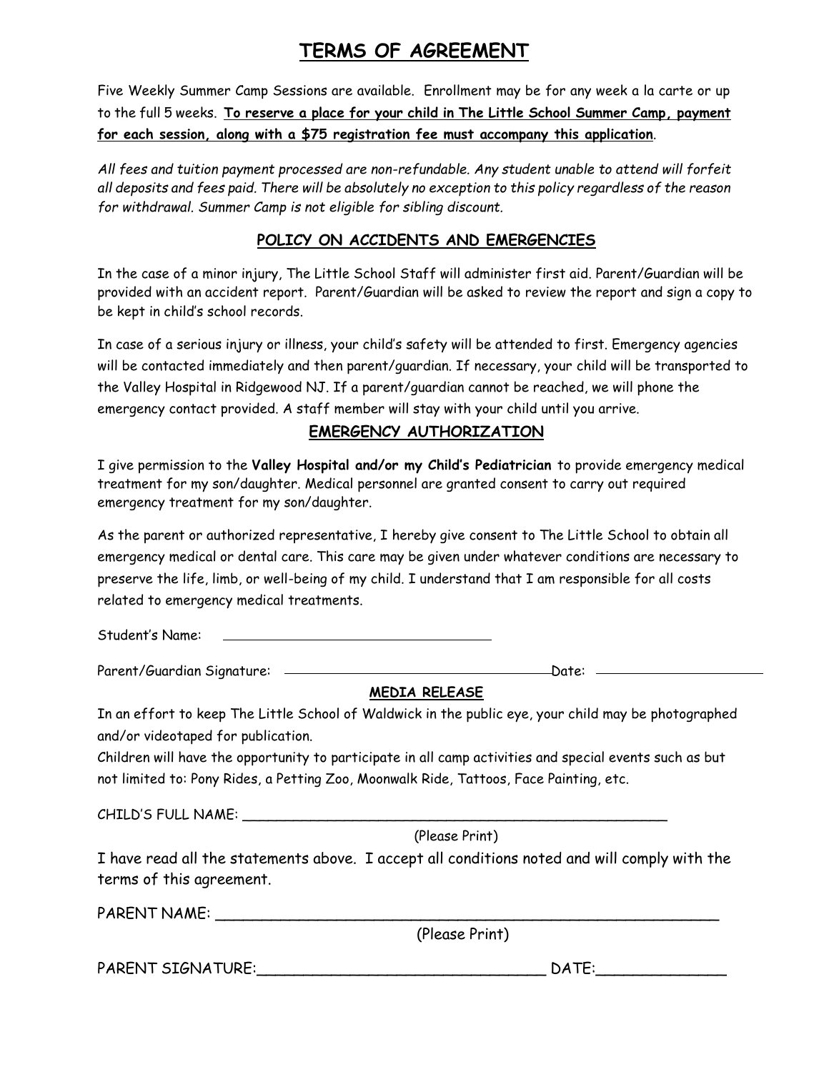# TERMS OF AGREEMENT

Five Weekly Summer Camp Sessions are available. Enrollment may be for any week a la carte or up to the full 5 weeks. **To reserve a place for your child in The Little School Summer Camp, payment for each session, along with a $75 registration fee must accompany this application**.

*All fees and tuition payment processed are non-refundable. Any student unable to attend will forfeit all deposits and fees paid. There will be absolutely no exception to this policy regardless of the reason for withdrawal. Summer Camp is not eligible for sibling discount.*

## POLICY ON ACCIDENTS AND EMERGENCIES

In the case of a minor injury, The Little School Staff will administer first aid. Parent/Guardian will be provided with an accident report. Parent/Guardian will be asked to review the report and sign a copy to be kept in child's school records.

In case of a serious injury or illness, your child's safety will be attended to first. Emergency agencies will be contacted immediately and then parent/guardian. If necessary, your child will be transported to the Valley Hospital in Ridgewood NJ. If a parent/guardian cannot be reached, we will phone the emergency contact provided. A staff member will stay with your child until you arrive.

## EMERGENCY AUTHORIZATION

I give permission to the **Valley Hospital and/or my Child's Pediatrician** to provide emergency medical treatment for my son/daughter. Medical personnel are granted consent to carry out required emergency treatment for my son/daughter.

As the parent or authorized representative, I hereby give consent to The Little School to obtain all emergency medical or dental care. This care may be given under whatever conditions are necessary to preserve the life, limb, or well-being of my child. I understand that I am responsible for all costs related to emergency medical treatments.

Student's Name: ______________________________

Parent/Guardian Signature: ______________________________ Date: ____________________

## MEDIA RELEASE

In an effort to keep The Little School of Waldwick in the public eye, your child may be photographed and/or videotaped for publication.

Children will have the opportunity to participate in all camp activities and special events such as but not limited to: Pony Rides, a Petting Zoo, Moonwalk Ride, Tattoos, Face Painting, etc.

CHILD'S FULL NAME: ______________________________________________
(Please Print)

I have read all the statements above. I accept all conditions noted and will comply with the terms of this agreement.

PARENT NAME: ______________________________________________________
(Please Print)

PARENT SIGNATURE: ______________________________ DATE: ______________